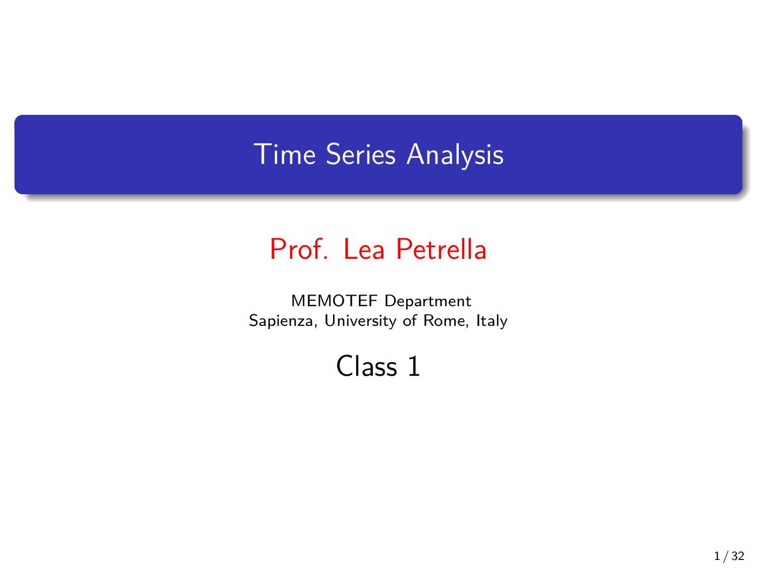# Time Series Analysis

## Prof. Lea Petrella

MEMOTEF Department
Sapienza, University of Rome, Italy

## Class 1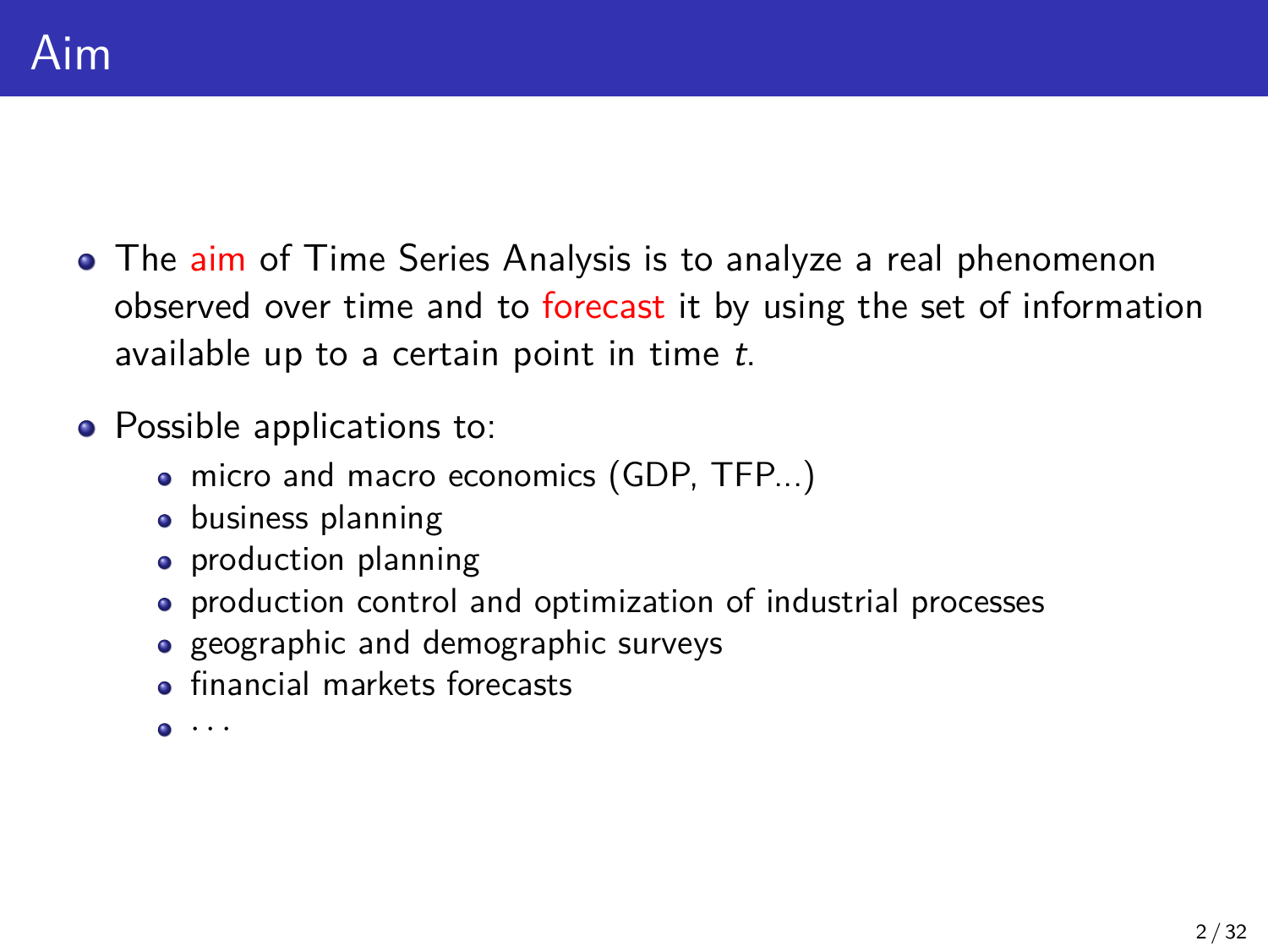# Aim

- The aim of Time Series Analysis is to analyze a real phenomenon observed over time and to forecast it by using the set of information available up to a certain point in time $t$.
- Possible applications to:
  - micro and macro economics (GDP, TFP...)
  - business planning
  - production planning
  - production control and optimization of industrial processes
  - geographic and demographic surveys
  - financial markets forecasts
  - ...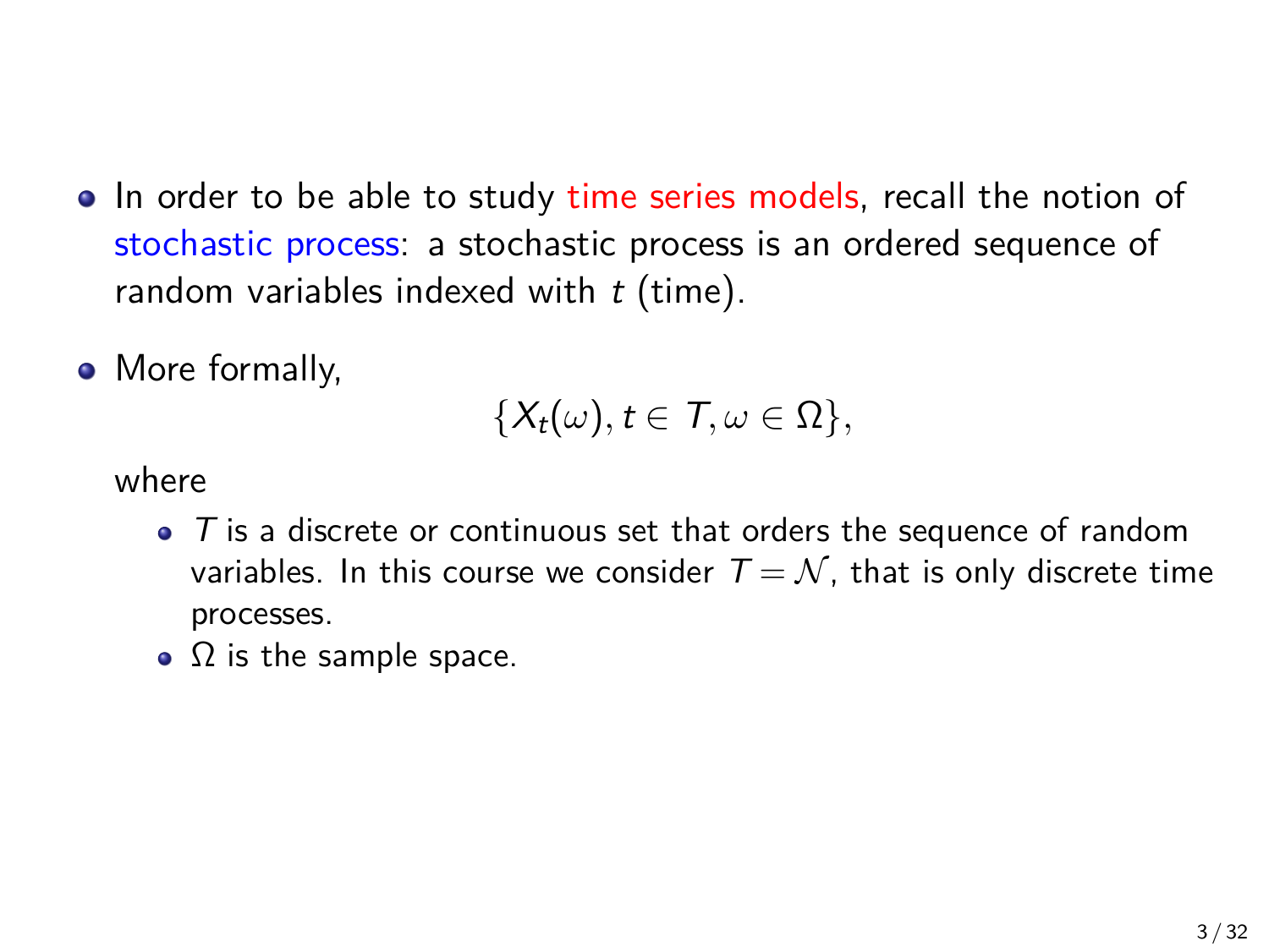- In order to be able to study time series models, recall the notion of stochastic process: a stochastic process is an ordered sequence of random variables indexed with $t$ (time).
- More formally,

$$\{X_t(\omega), t \in T, \omega \in \Omega\},$$

  where

  - $T$ is a discrete or continuous set that orders the sequence of random variables. In this course we consider $T = \mathcal{N}$, that is only discrete time processes.
  - $\Omega$ is the sample space.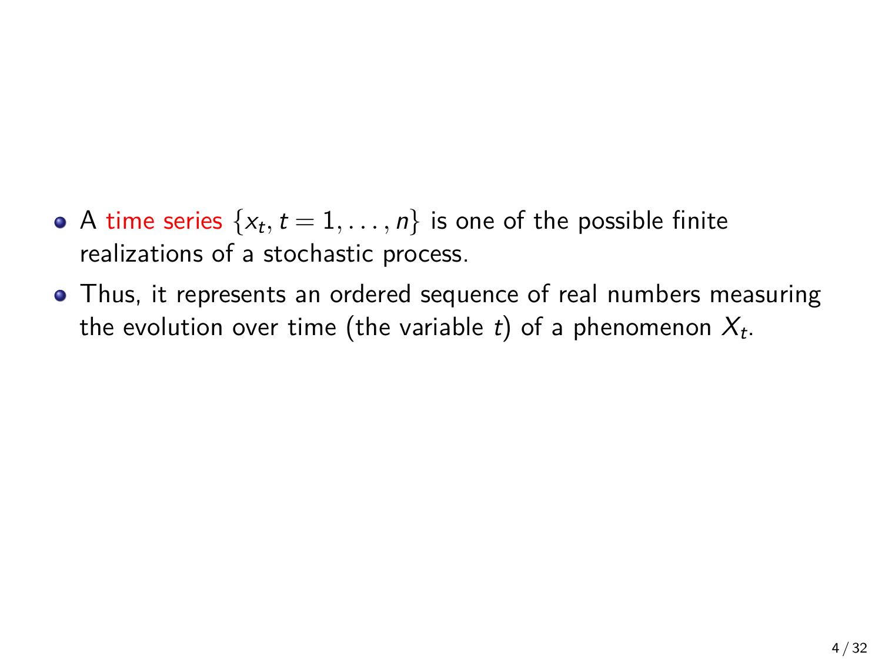- A time series $\{x_t, t = 1, \ldots, n\}$ is one of the possible finite realizations of a stochastic process.
- Thus, it represents an ordered sequence of real numbers measuring the evolution over time (the variable $t$) of a phenomenon $X_t$.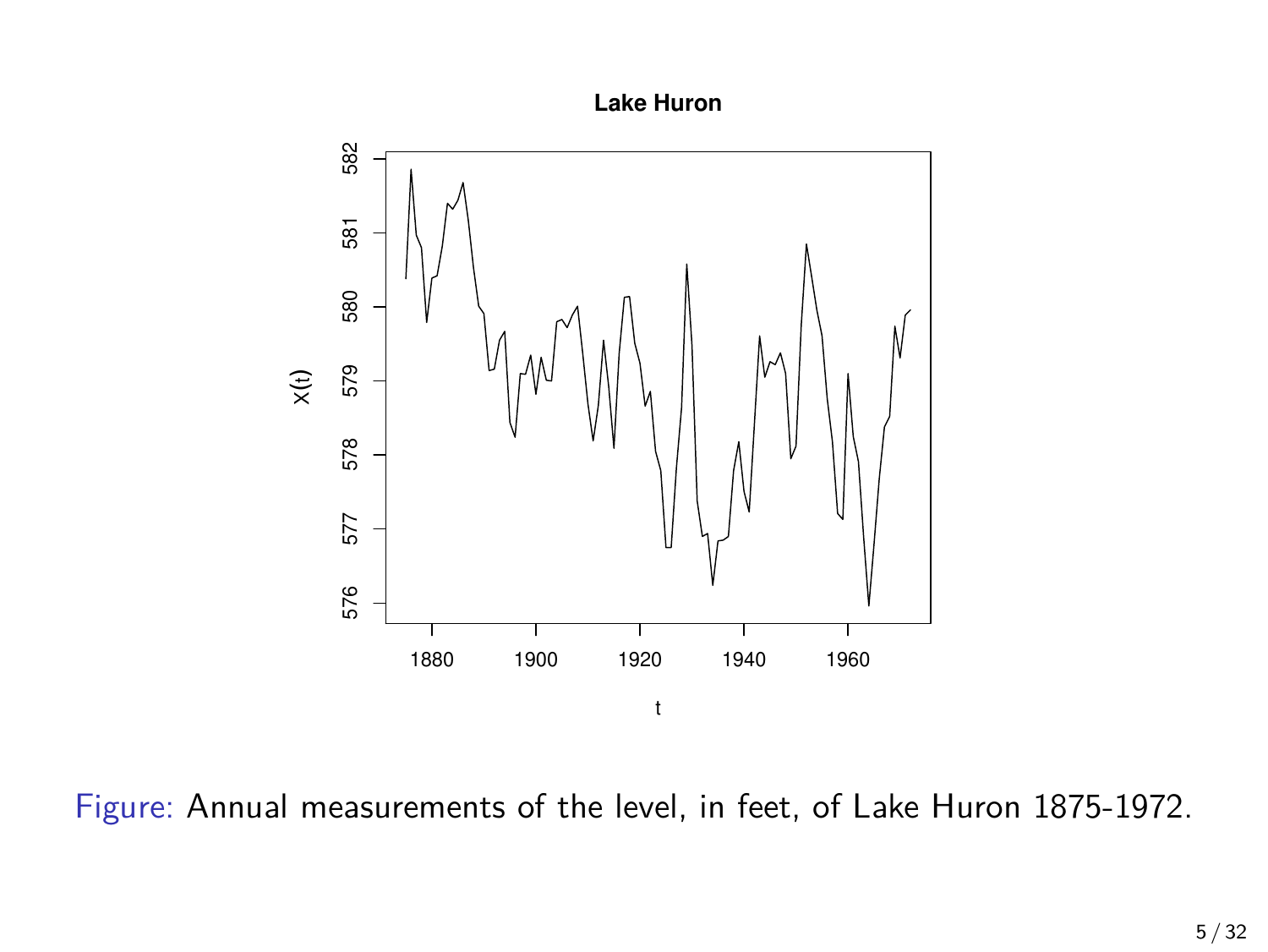Figure: Annual measurements of the level, in feet, of Lake Huron 1875-1972.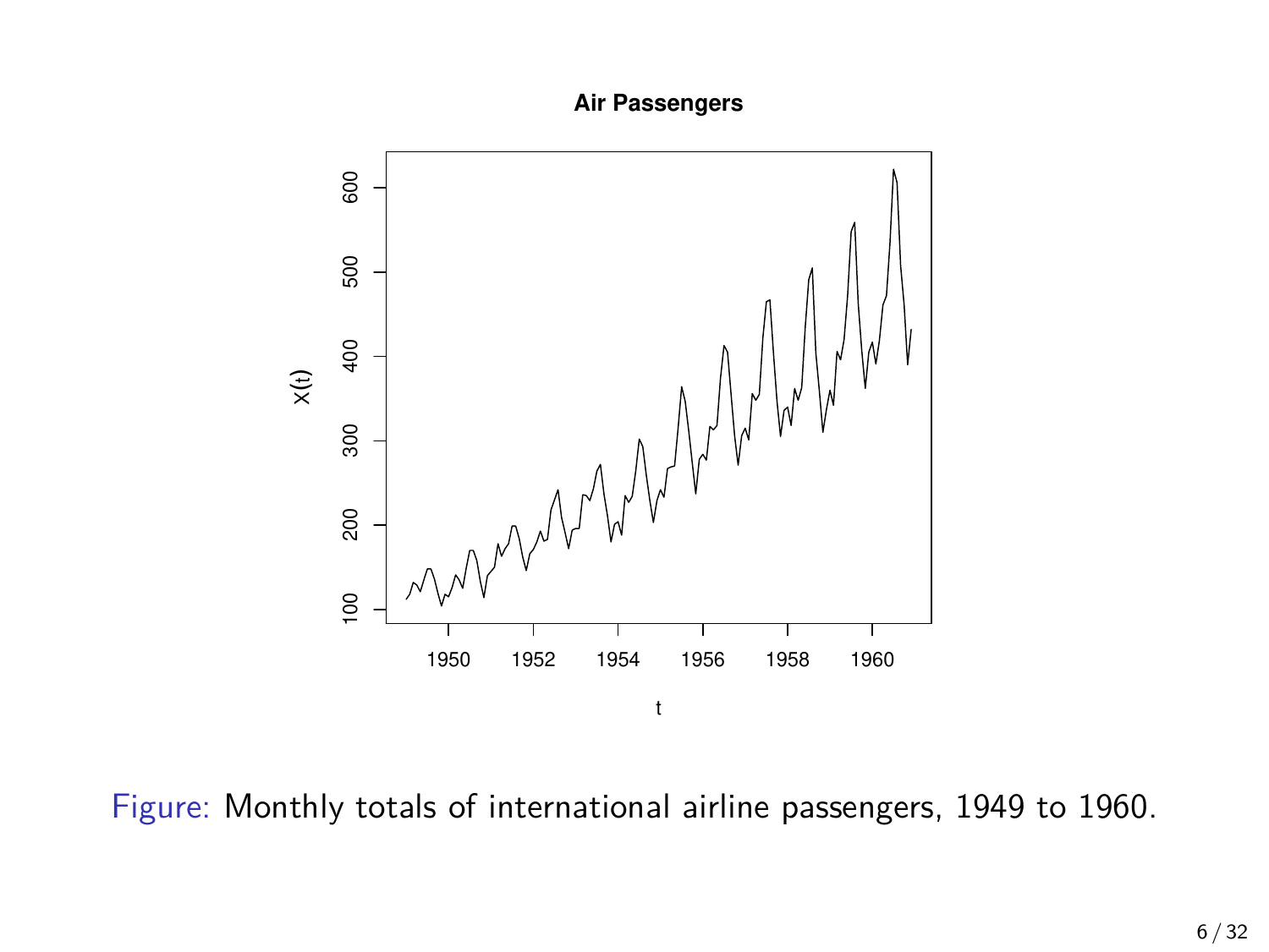Figure: Monthly totals of international airline passengers, 1949 to 1960.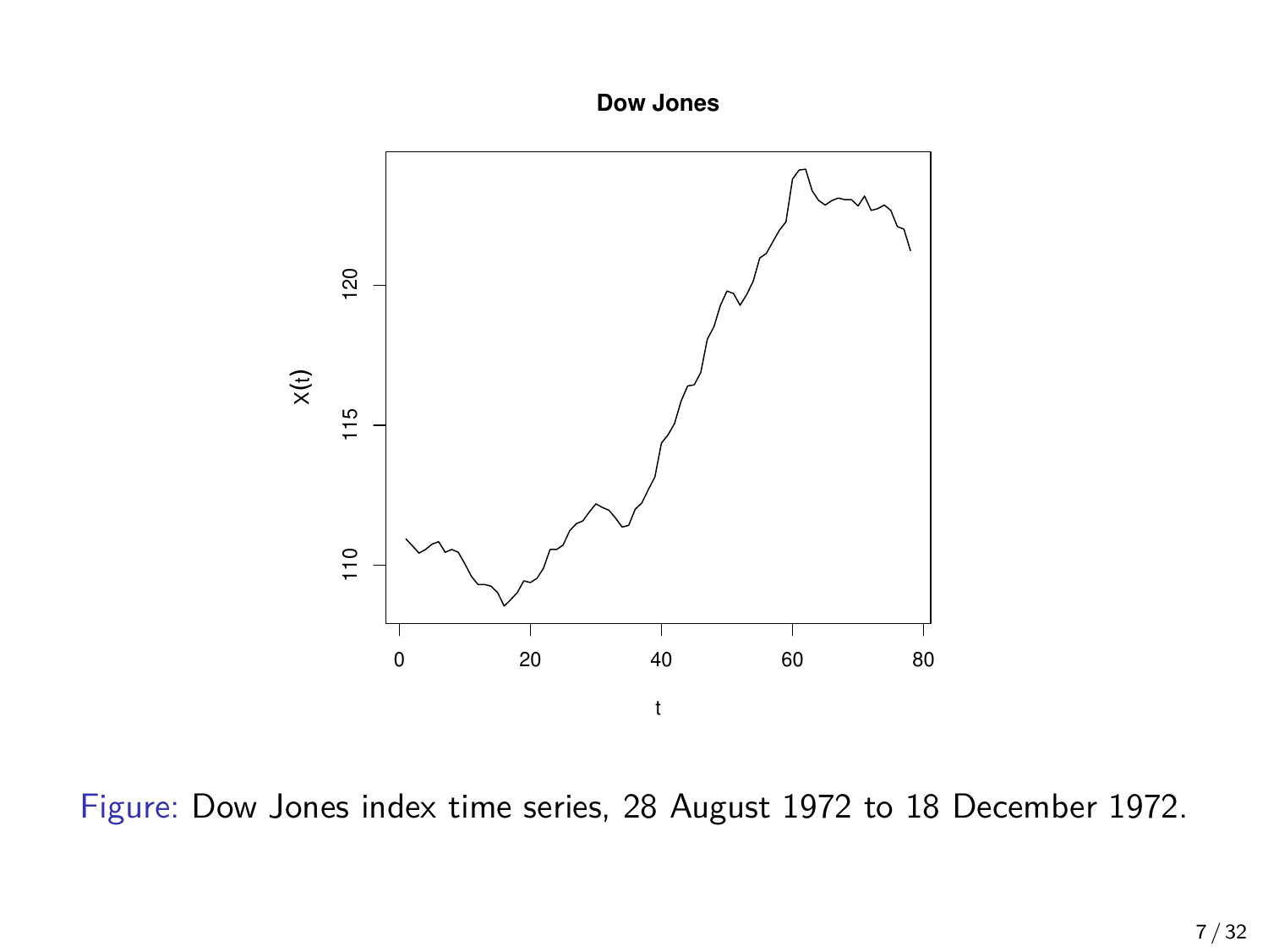Figure: Dow Jones index time series, 28 August 1972 to 18 December 1972.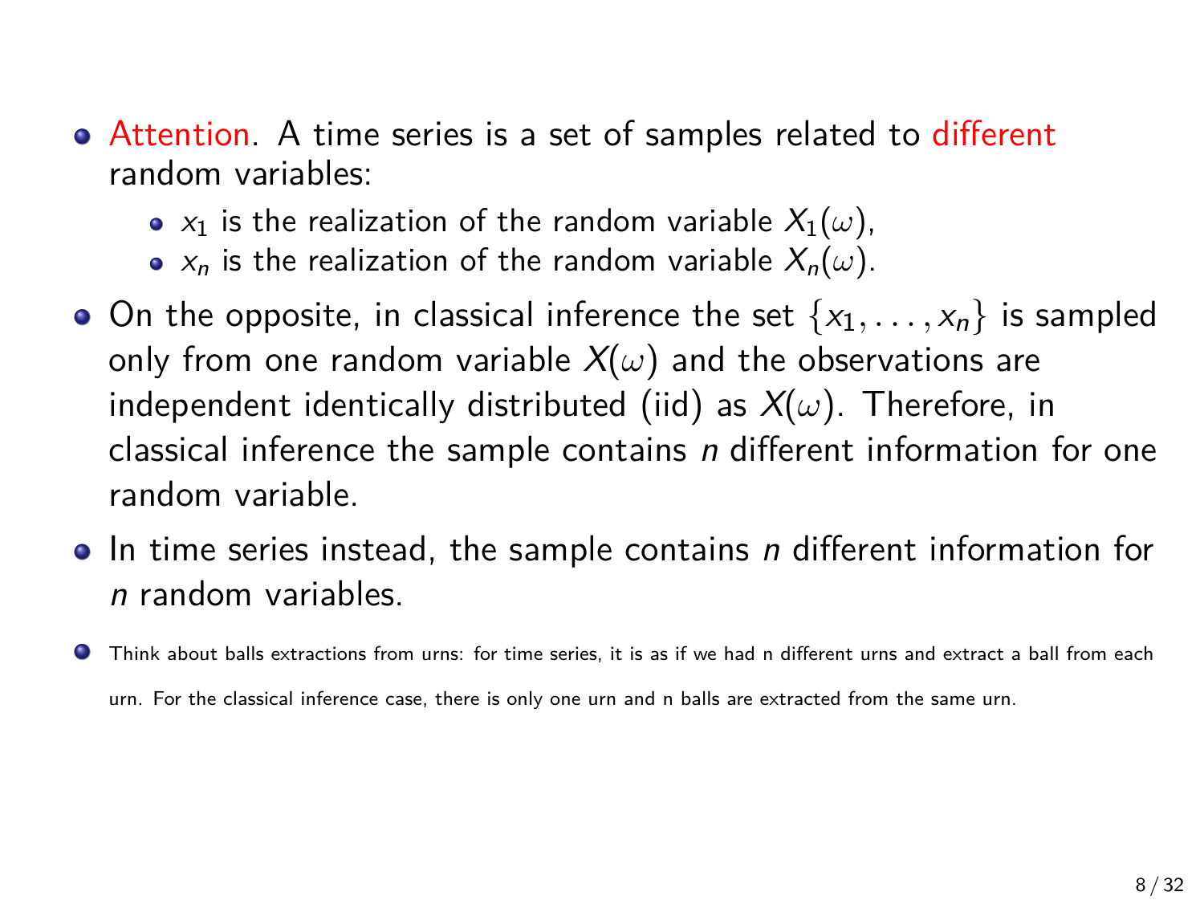- Attention. A time series is a set of samples related to different random variables:
  - $x_1$ is the realization of the random variable $X_1(\omega)$,
  - $x_n$ is the realization of the random variable $X_n(\omega)$.
- On the opposite, in classical inference the set $\{x_1, \ldots, x_n\}$ is sampled only from one random variable $X(\omega)$ and the observations are independent identically distributed (iid) as $X(\omega)$. Therefore, in classical inference the sample contains $n$ different information for one random variable.
- In time series instead, the sample contains $n$ different information for $n$ random variables.
- Think about balls extractions from urns: for time series, it is as if we had n different urns and extract a ball from each urn. For the classical inference case, there is only one urn and n balls are extracted from the same urn.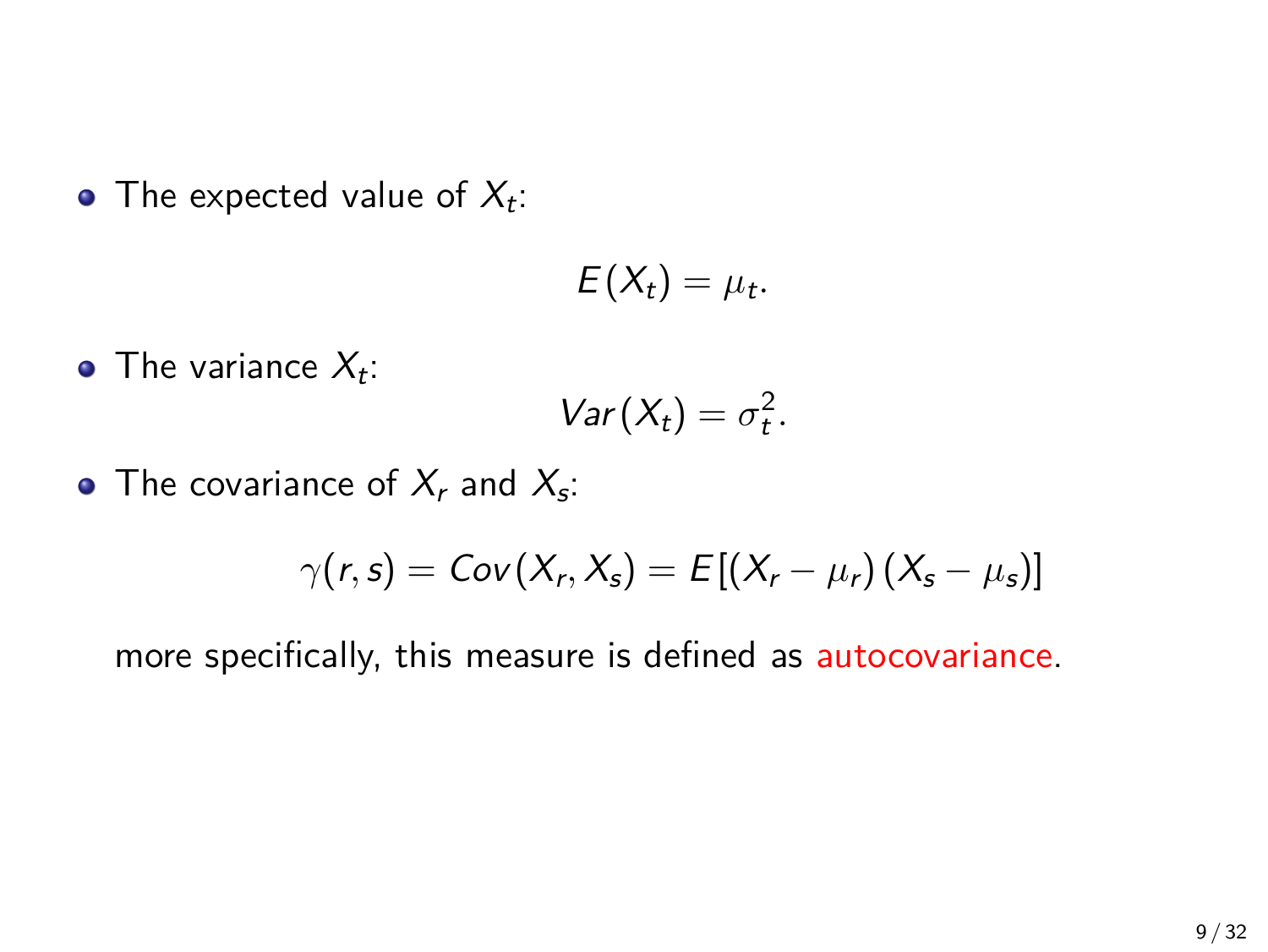- The expected value of $X_t$:

$$E(X_t) = \mu_t.$$

- The variance $X_t$:

$$Var(X_t) = \sigma_t^2.$$

- The covariance of $X_r$ and $X_s$:

$$\gamma(r, s) = Cov(X_r, X_s) = E[(X_r - \mu_r)(X_s - \mu_s)]$$

  more specifically, this measure is defined as autocovariance.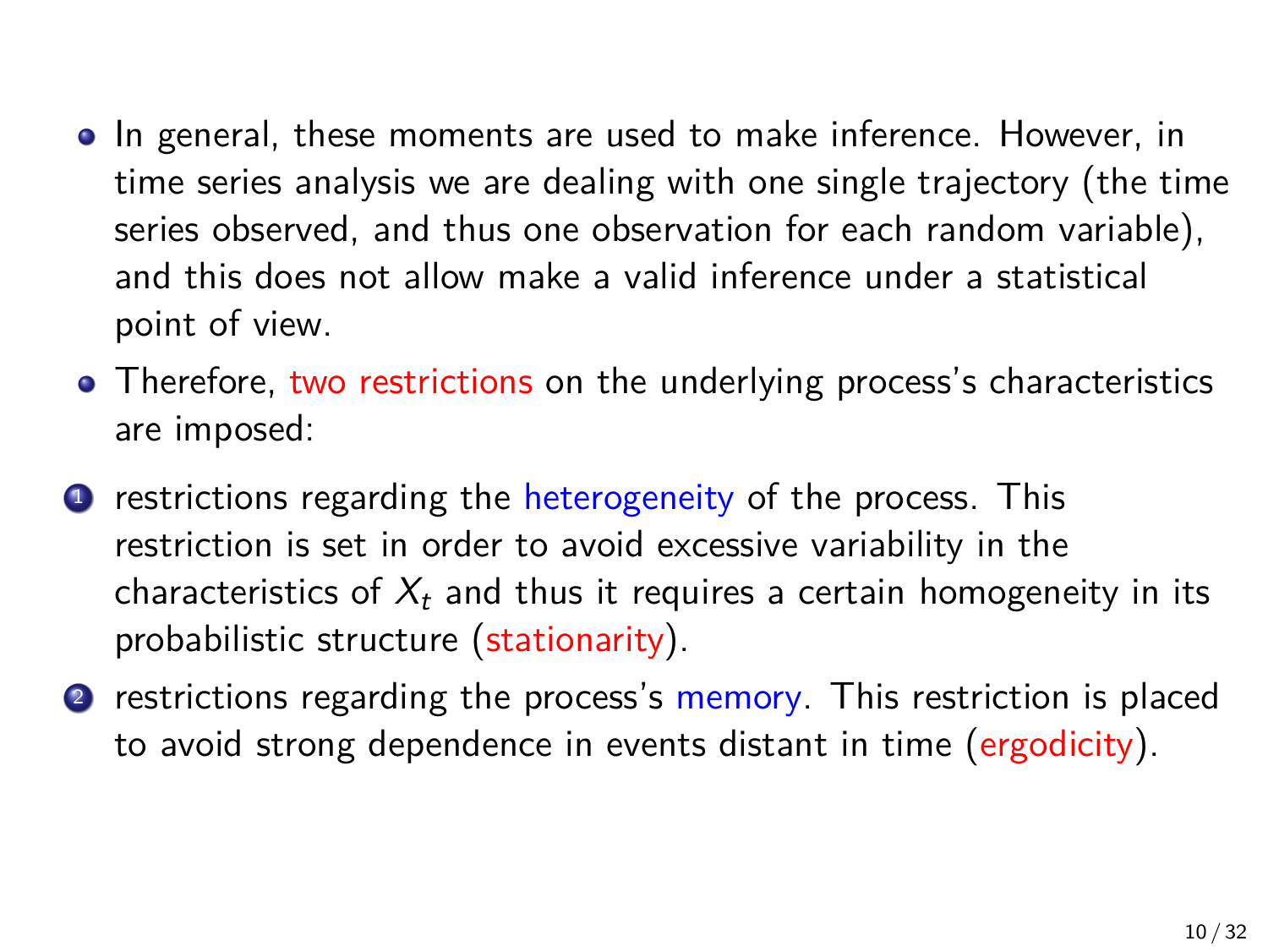- In general, these moments are used to make inference. However, in time series analysis we are dealing with one single trajectory (the time series observed, and thus one observation for each random variable), and this does not allow make a valid inference under a statistical point of view.
- Therefore, two restrictions on the underlying process's characteristics are imposed:

1. restrictions regarding the heterogeneity of the process. This restriction is set in order to avoid excessive variability in the characteristics of $X_t$ and thus it requires a certain homogeneity in its probabilistic structure (stationarity).
2. restrictions regarding the process's memory. This restriction is placed to avoid strong dependence in events distant in time (ergodicity).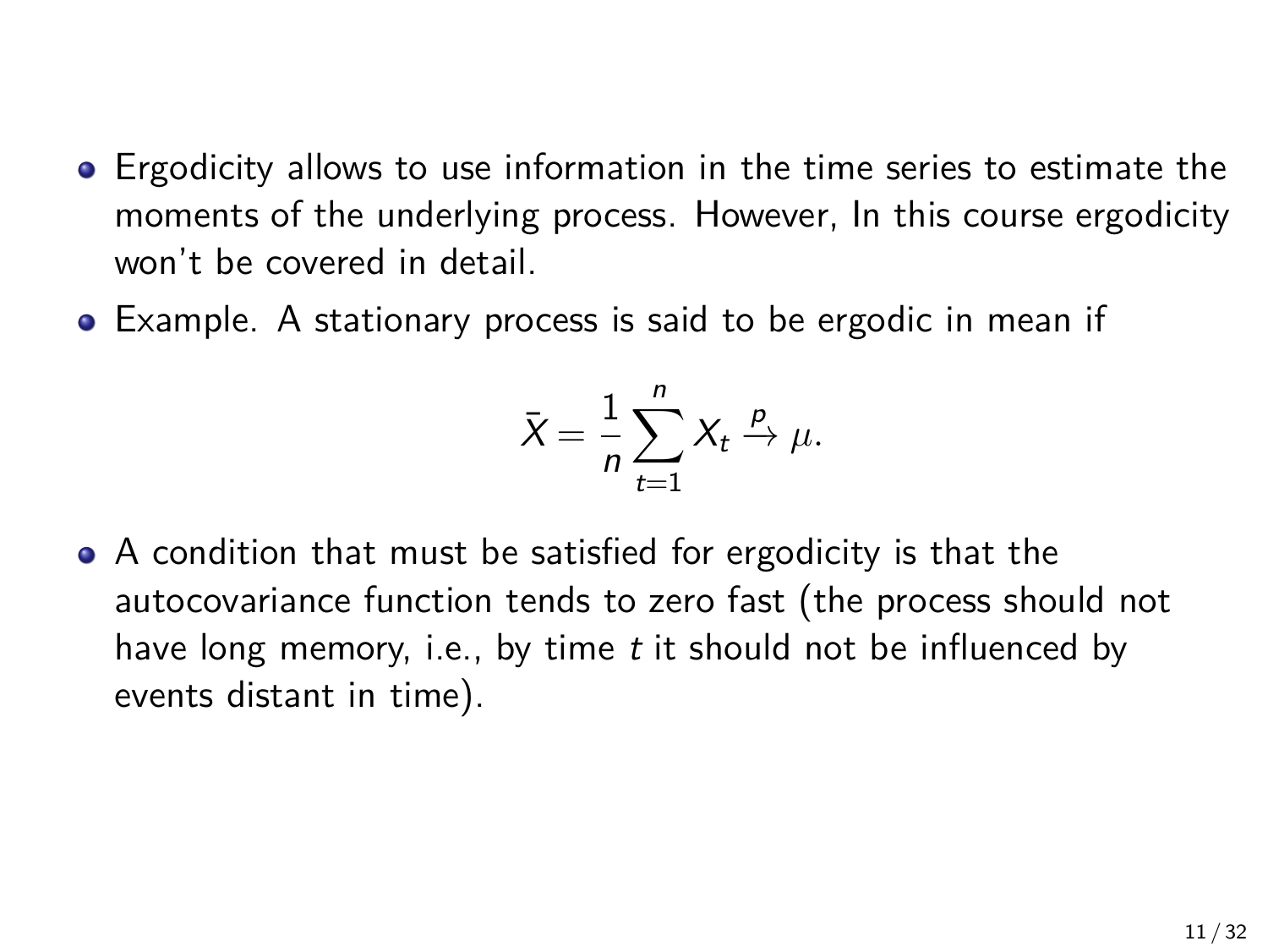- Ergodicity allows to use information in the time series to estimate the moments of the underlying process. However, In this course ergodicity won't be covered in detail.
- Example. A stationary process is said to be ergodic in mean if

$$\bar{X} = \frac{1}{n} \sum_{t=1}^{n} X_t \xrightarrow{p} \mu.$$

- A condition that must be satisfied for ergodicity is that the autocovariance function tends to zero fast (the process should not have long memory, i.e., by time $t$ it should not be influenced by events distant in time).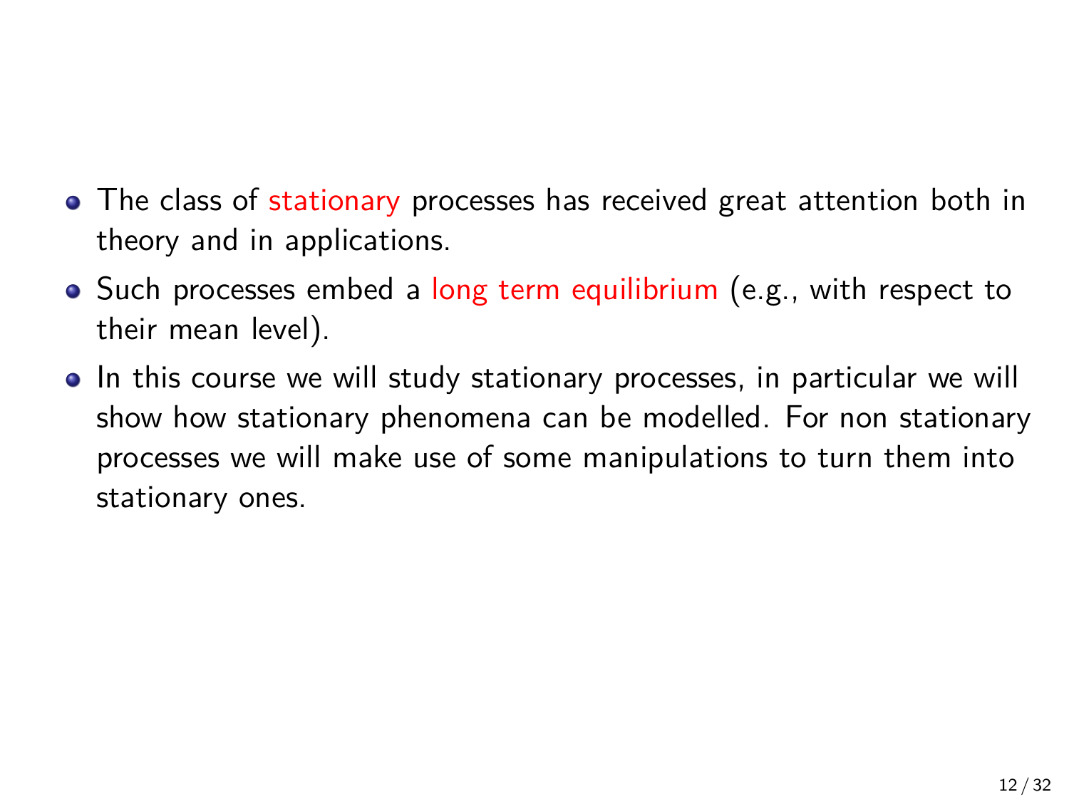- The class of stationary processes has received great attention both in theory and in applications.
- Such processes embed a long term equilibrium (e.g., with respect to their mean level).
- In this course we will study stationary processes, in particular we will show how stationary phenomena can be modelled. For non stationary processes we will make use of some manipulations to turn them into stationary ones.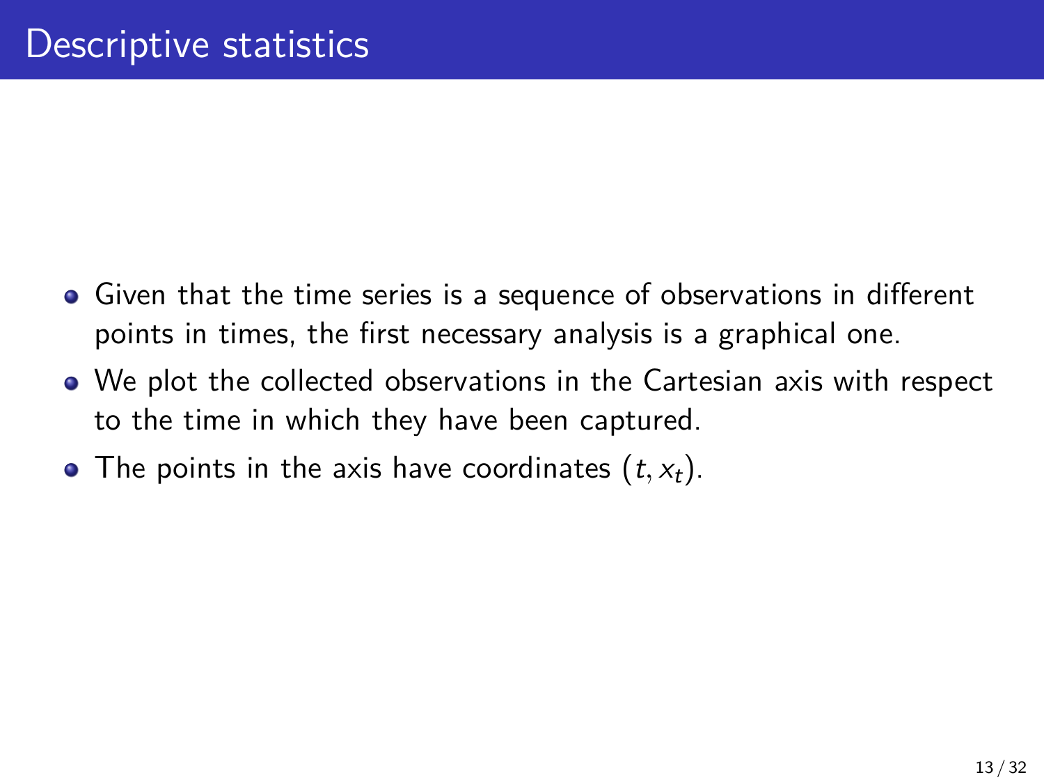# Descriptive statistics

- Given that the time series is a sequence of observations in different points in times, the first necessary analysis is a graphical one.
- We plot the collected observations in the Cartesian axis with respect to the time in which they have been captured.
- The points in the axis have coordinates $(t, x_t)$.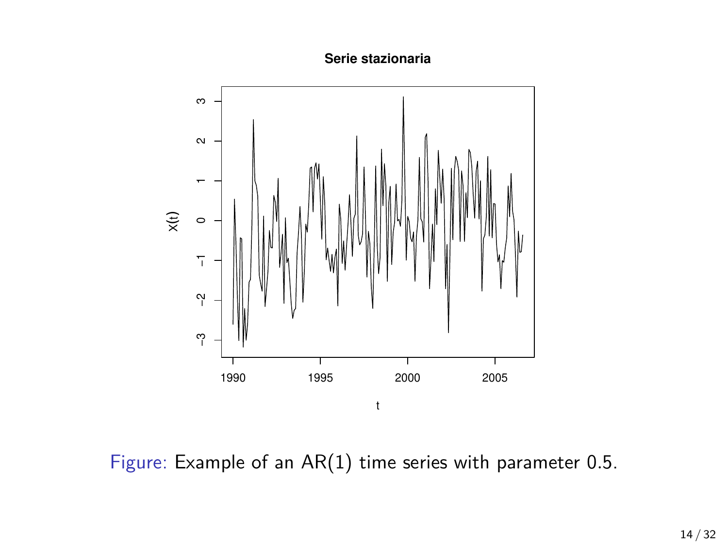Figure: Example of an AR(1) time series with parameter 0.5.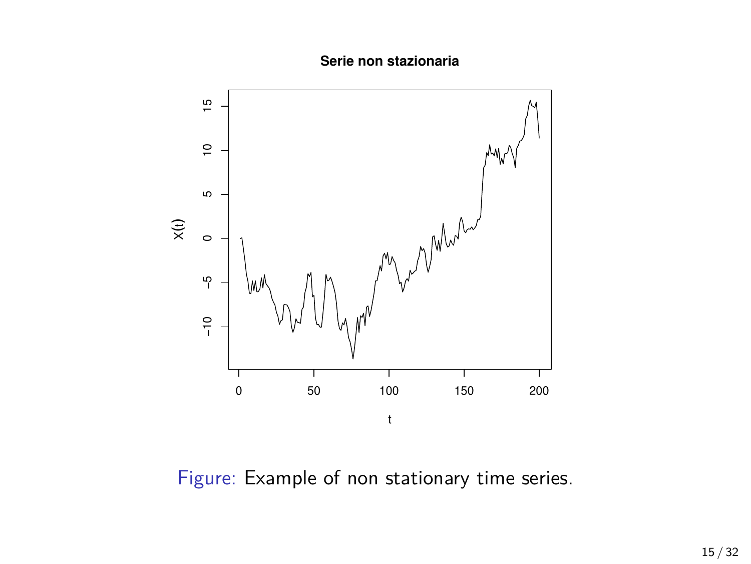Figure: Example of non stationary time series.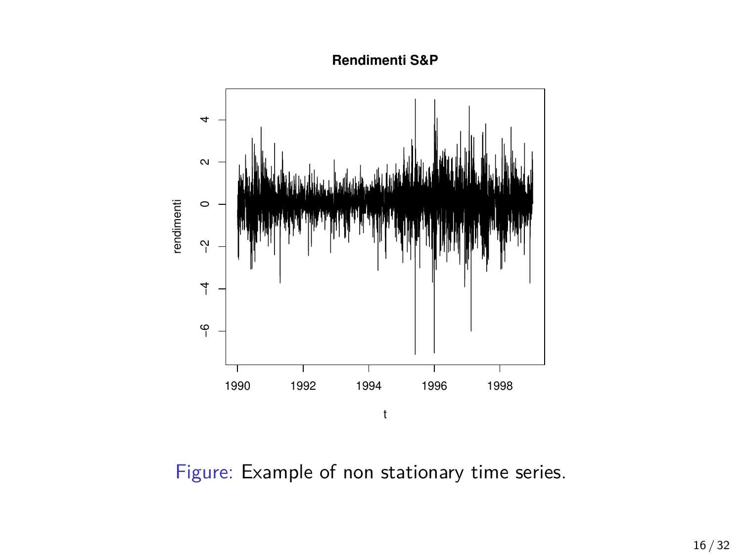Figure: Example of non stationary time series.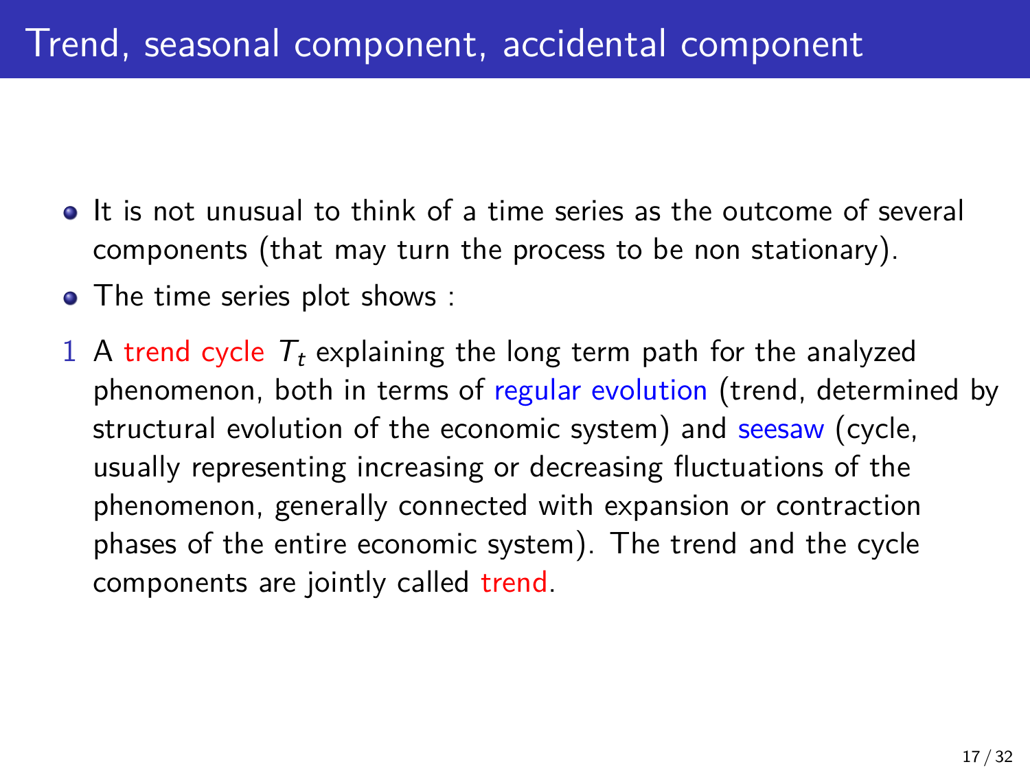# Trend, seasonal component, accidental component

- It is not unusual to think of a time series as the outcome of several components (that may turn the process to be non stationary).
- The time series plot shows :

1. A trend cycle $T_t$ explaining the long term path for the analyzed phenomenon, both in terms of regular evolution (trend, determined by structural evolution of the economic system) and seesaw (cycle, usually representing increasing or decreasing fluctuations of the phenomenon, generally connected with expansion or contraction phases of the entire economic system). The trend and the cycle components are jointly called trend.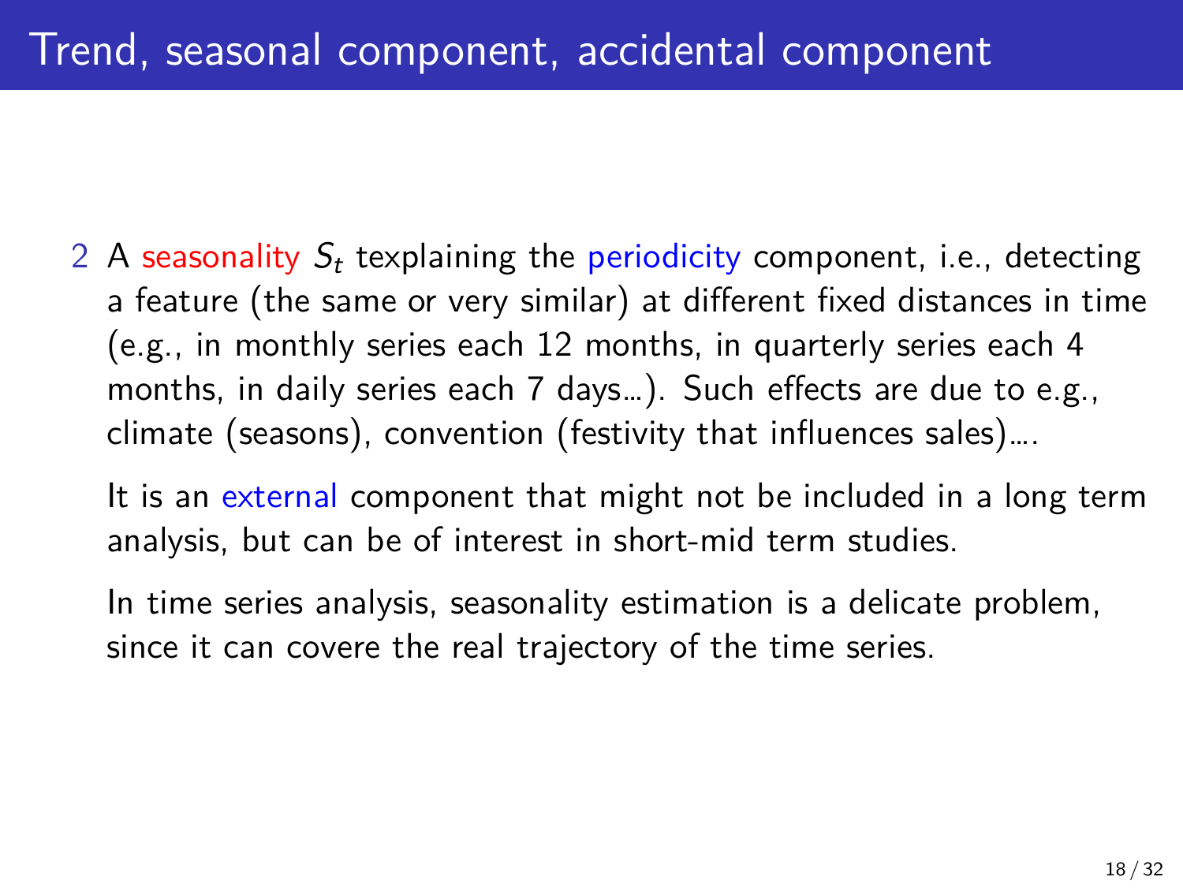# Trend, seasonal component, accidental component

2. A seasonality $S_t$ texplaining the periodicity component, i.e., detecting a feature (the same or very similar) at different fixed distances in time (e.g., in monthly series each 12 months, in quarterly series each 4 months, in daily series each 7 days...). Such effects are due to e.g., climate (seasons), convention (festivity that influences sales)....

   It is an external component that might not be included in a long term analysis, but can be of interest in short-mid term studies.

   In time series analysis, seasonality estimation is a delicate problem, since it can covere the real trajectory of the time series.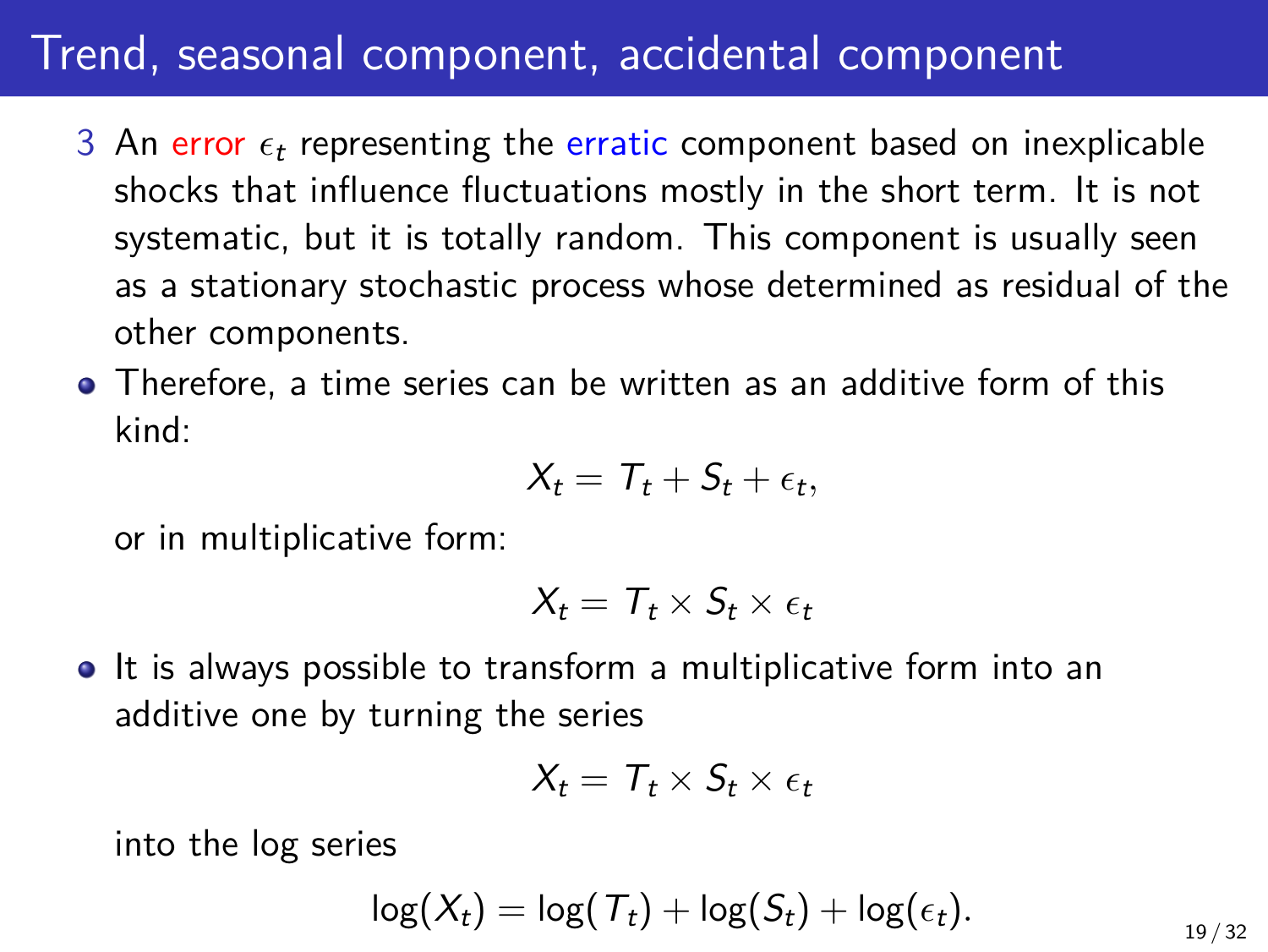# Trend, seasonal component, accidental component

3. An error $\epsilon_t$ representing the erratic component based on inexplicable shocks that influence fluctuations mostly in the short term. It is not systematic, but it is totally random. This component is usually seen as a stationary stochastic process whose determined as residual of the other components.

- Therefore, a time series can be written as an additive form of this kind:

$$X_t = T_t + S_t + \epsilon_t,$$

  or in multiplicative form:

$$X_t = T_t \times S_t \times \epsilon_t$$

- It is always possible to transform a multiplicative form into an additive one by turning the series

$$X_t = T_t \times S_t \times \epsilon_t$$

  into the log series

$$\log(X_t) = \log(T_t) + \log(S_t) + \log(\epsilon_t).$$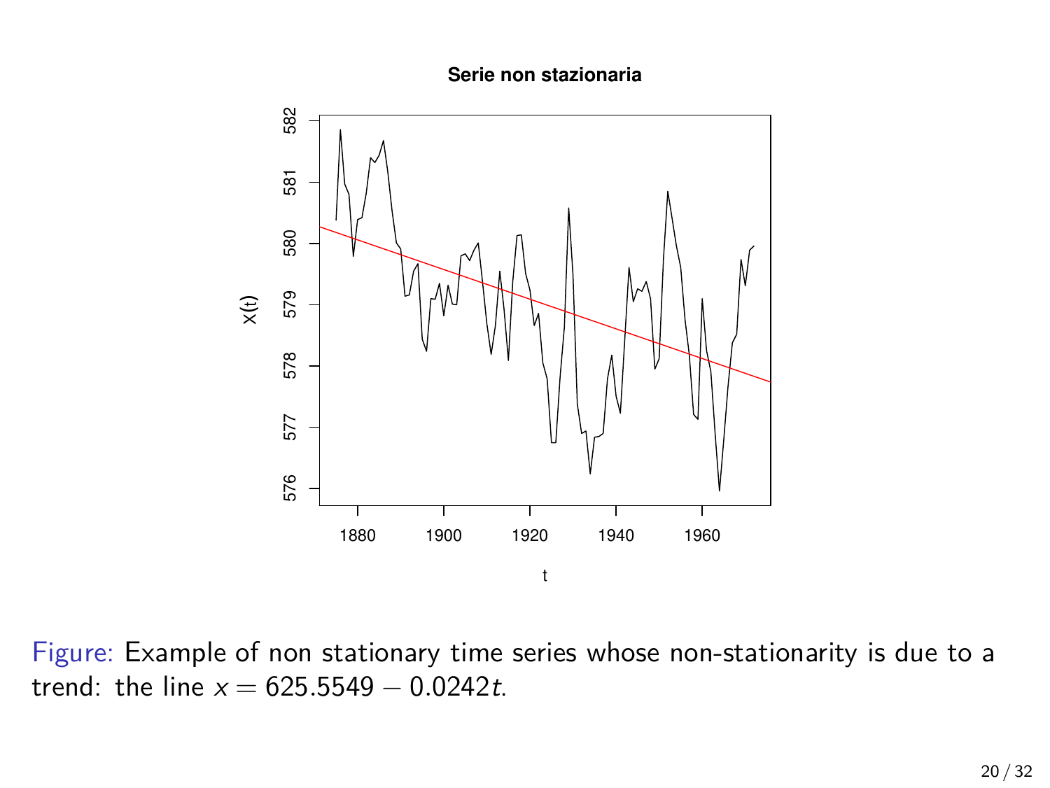Figure: Example of non stationary time series whose non-stationarity is due to a trend: the line $x = 625.5549 - 0.0242t$.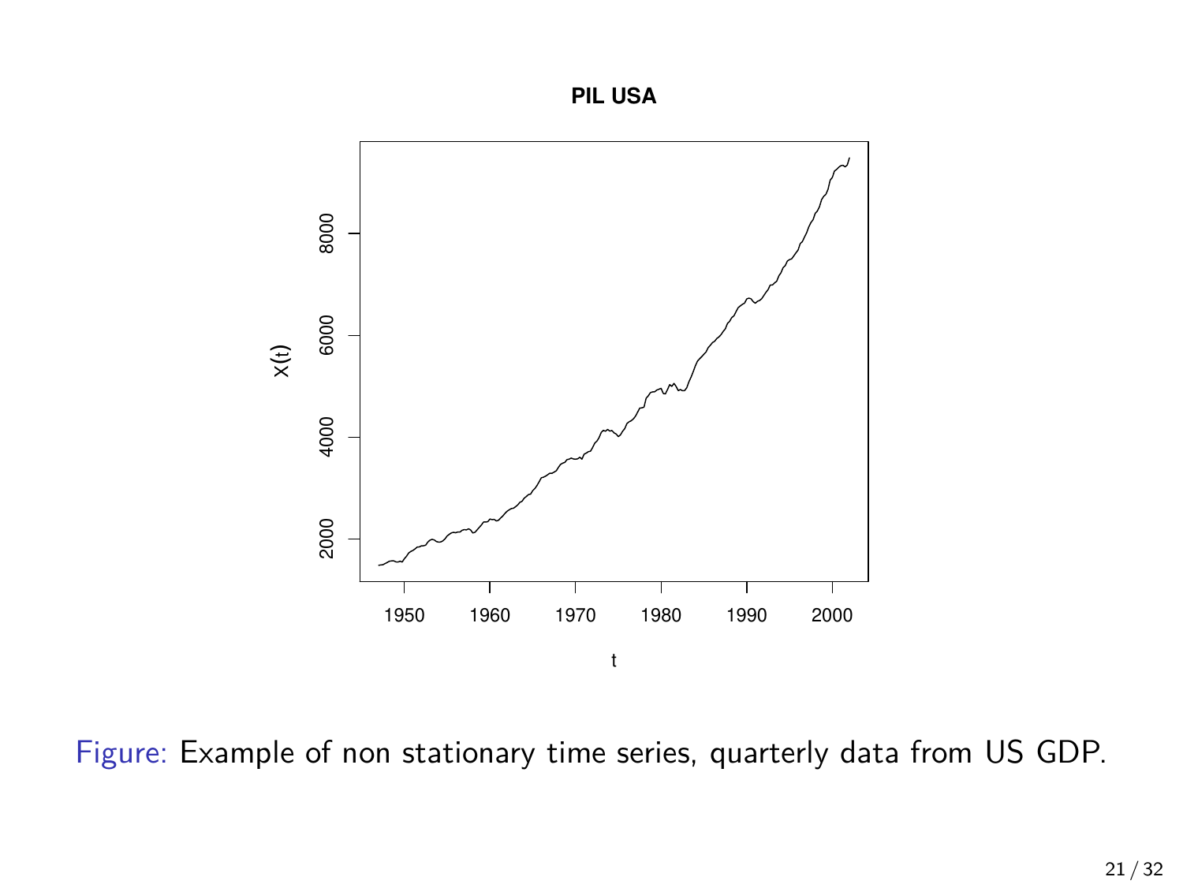Figure: Example of non stationary time series, quarterly data from US GDP.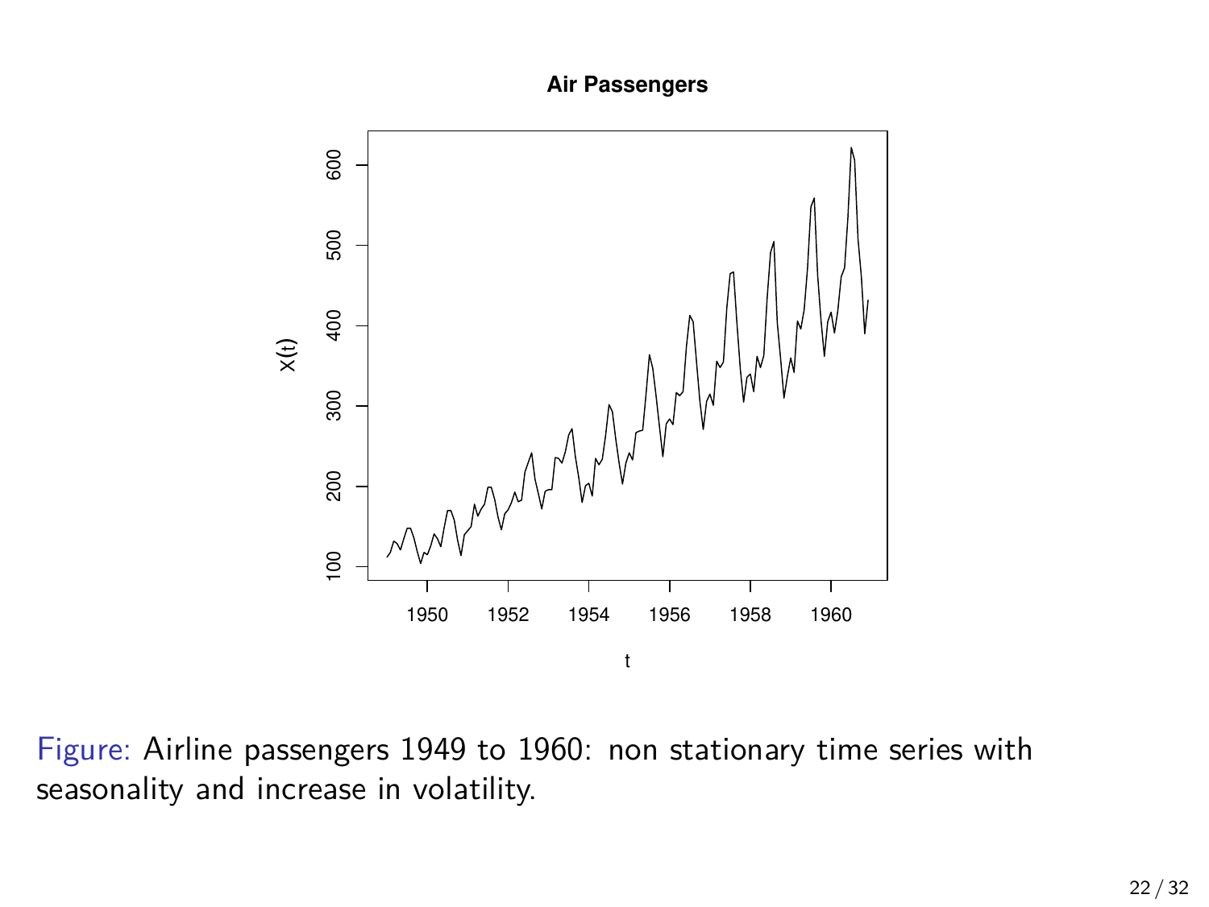Figure: Airline passengers 1949 to 1960: non stationary time series with seasonality and increase in volatility.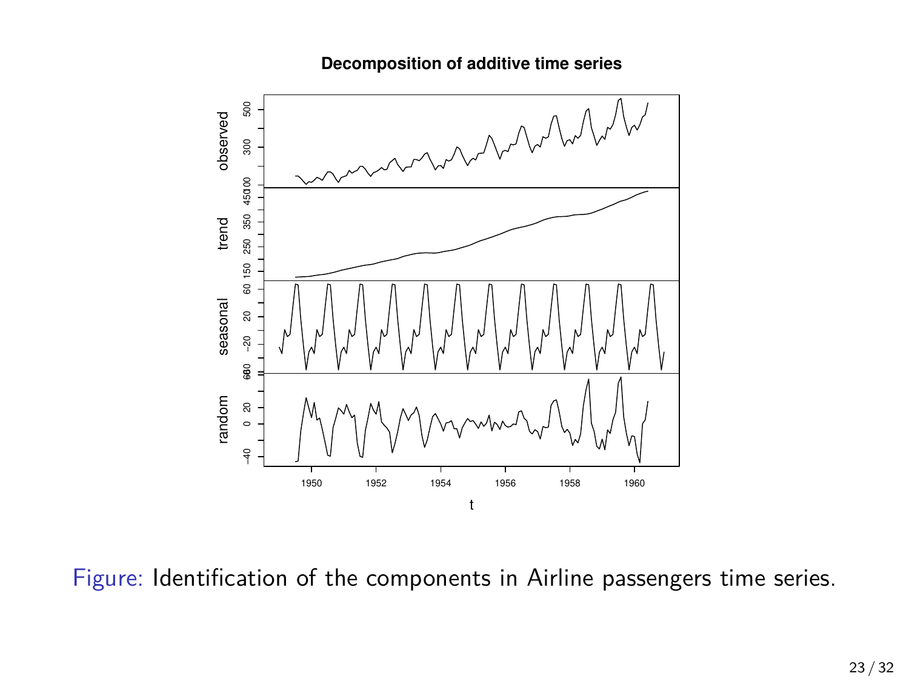Figure: Identification of the components in Airline passengers time series.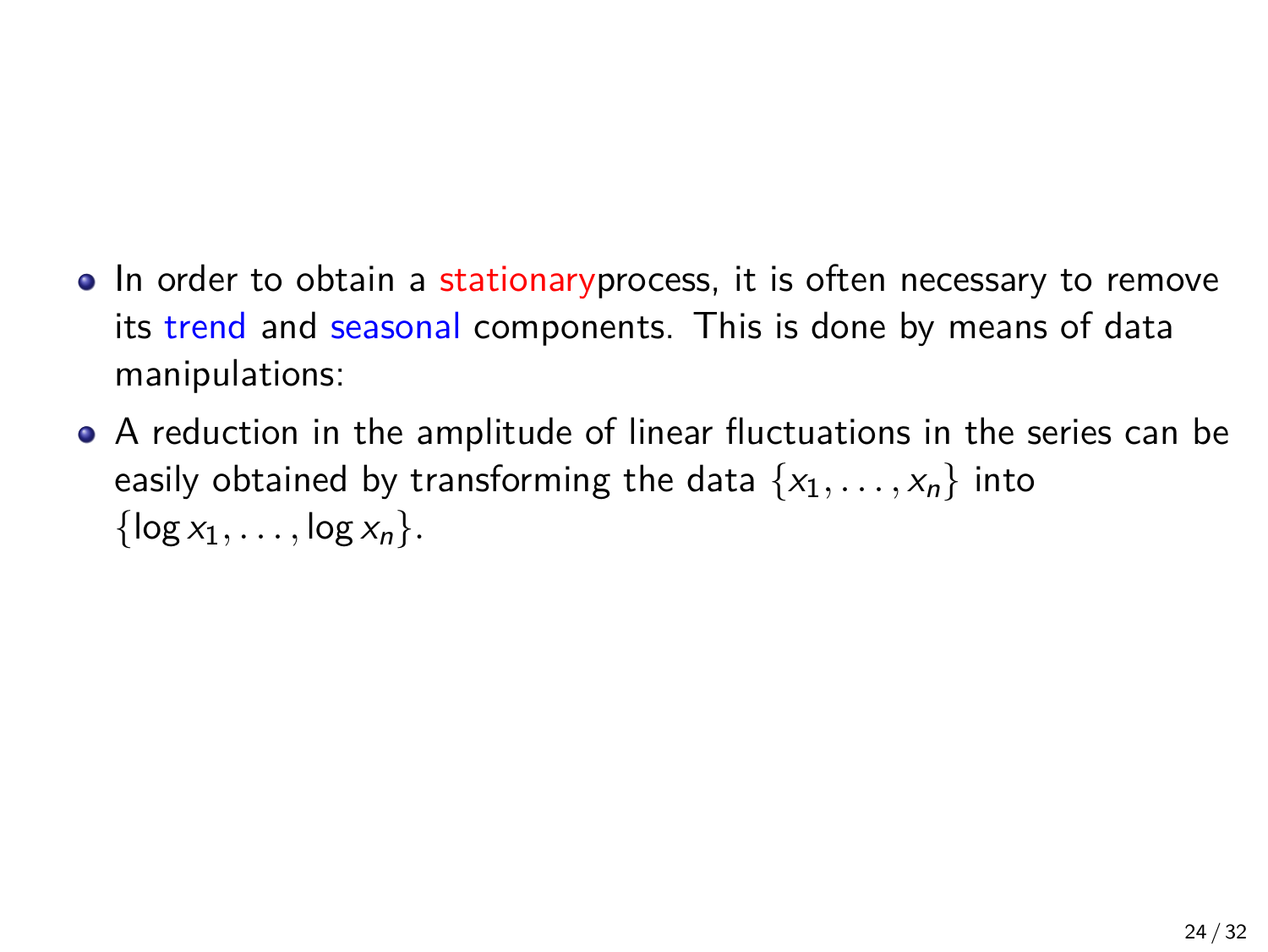- In order to obtain a stationaryprocess, it is often necessary to remove its trend and seasonal components. This is done by means of data manipulations:
- A reduction in the amplitude of linear fluctuations in the series can be easily obtained by transforming the data $\{x_1, \ldots, x_n\}$ into $\{\log x_1, \ldots, \log x_n\}$.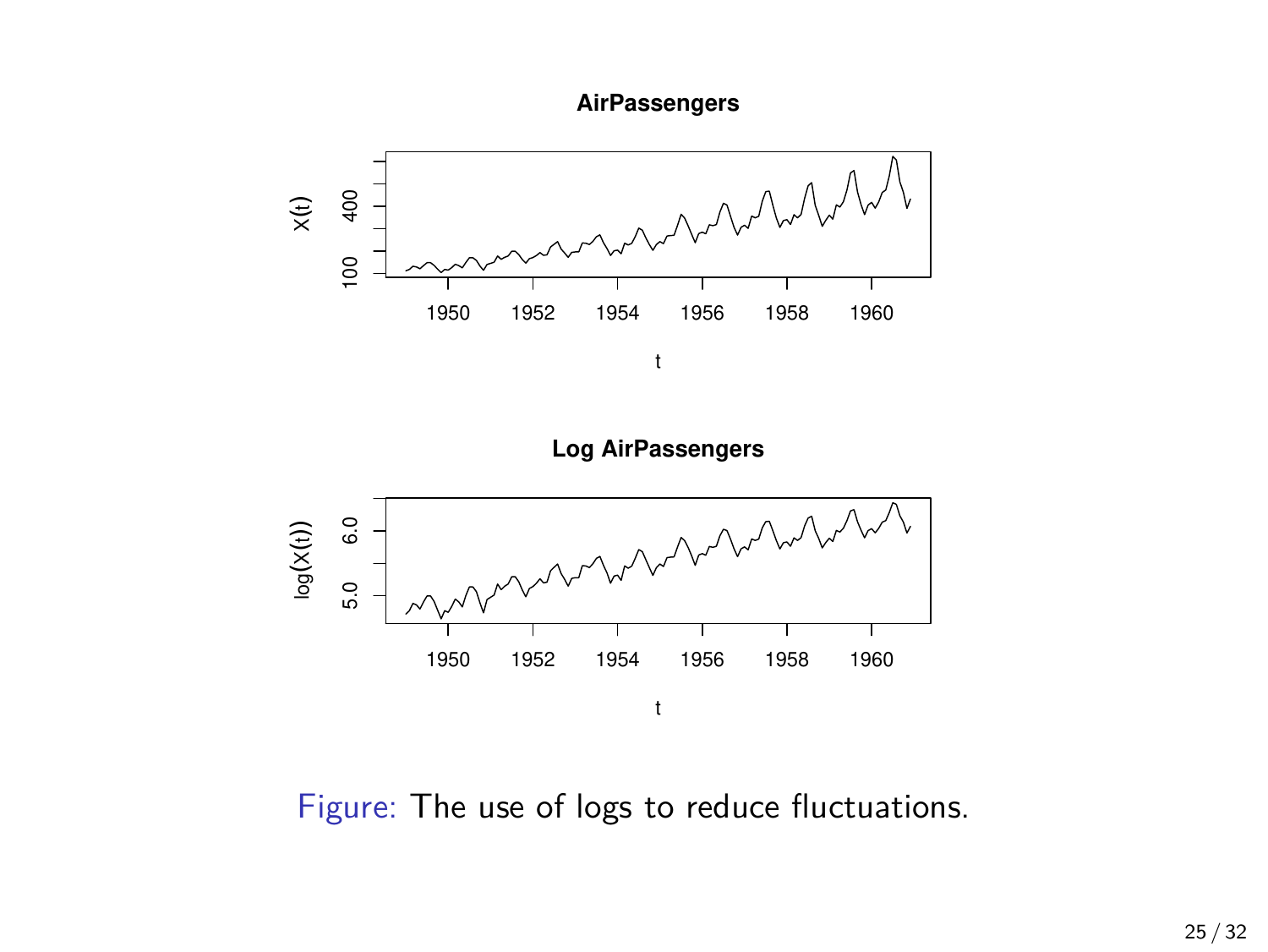Figure: The use of logs to reduce fluctuations.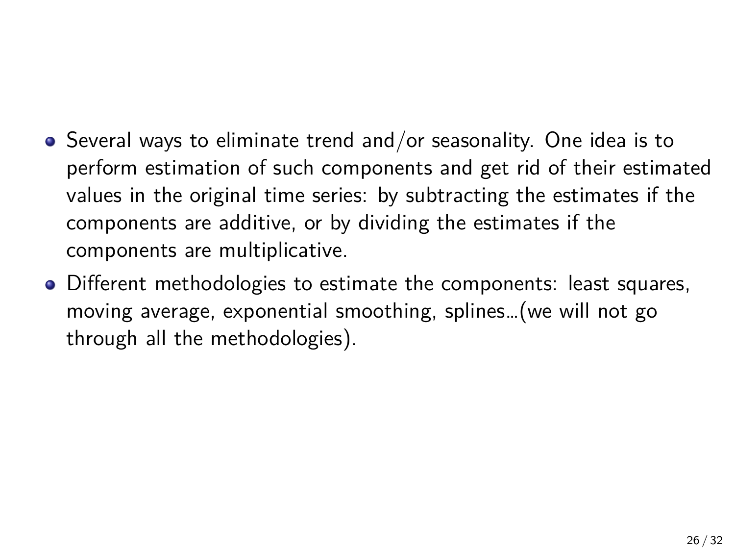- Several ways to eliminate trend and/or seasonality. One idea is to perform estimation of such components and get rid of their estimated values in the original time series: by subtracting the estimates if the components are additive, or by dividing the estimates if the components are multiplicative.
- Different methodologies to estimate the components: least squares, moving average, exponential smoothing, splines...(we will not go through all the methodologies).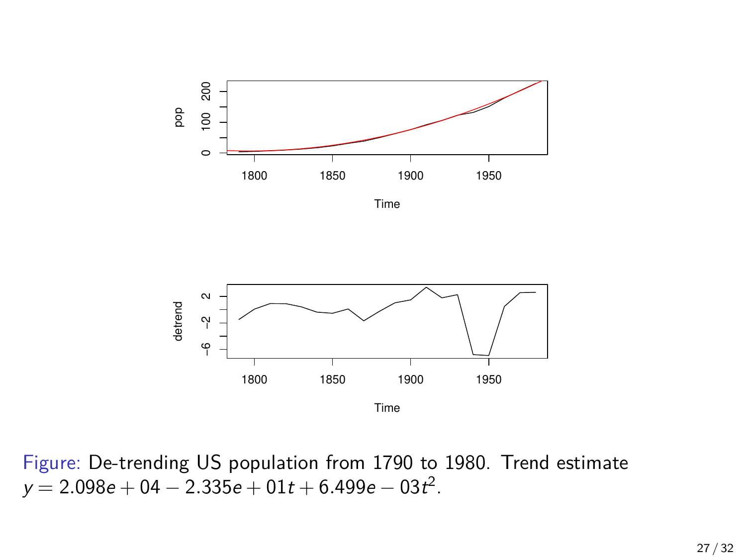Figure: De-trending US population from 1790 to 1980. Trend estimate $y = 2.098e+04 - 2.335e+01t + 6.499e-03t^2$.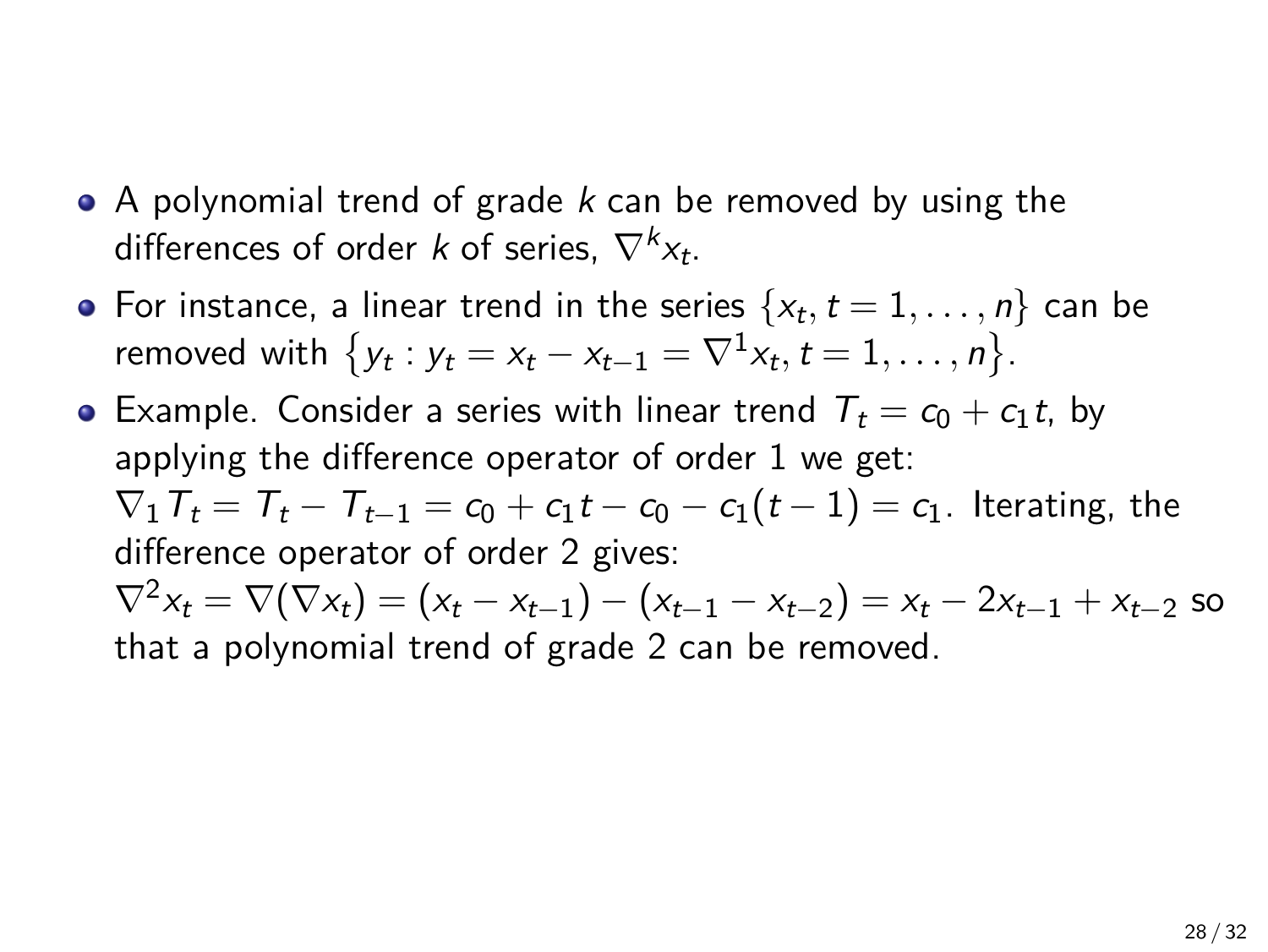- A polynomial trend of grade $k$ can be removed by using the differences of order $k$ of series, $\nabla^k x_t$.
- For instance, a linear trend in the series $\{x_t, t = 1, \ldots, n\}$ can be removed with $\left\{y_t : y_t = x_t - x_{t-1} = \nabla^1 x_t, t = 1, \ldots, n\right\}$.
- Example. Consider a series with linear trend $T_t = c_0 + c_1 t$, by applying the difference operator of order 1 we get: $\nabla_1 T_t = T_t - T_{t-1} = c_0 + c_1 t - c_0 - c_1(t-1) = c_1$. Iterating, the difference operator of order 2 gives: $\nabla^2 x_t = \nabla(\nabla x_t) = (x_t - x_{t-1}) - (x_{t-1} - x_{t-2}) = x_t - 2x_{t-1} + x_{t-2}$ so that a polynomial trend of grade 2 can be removed.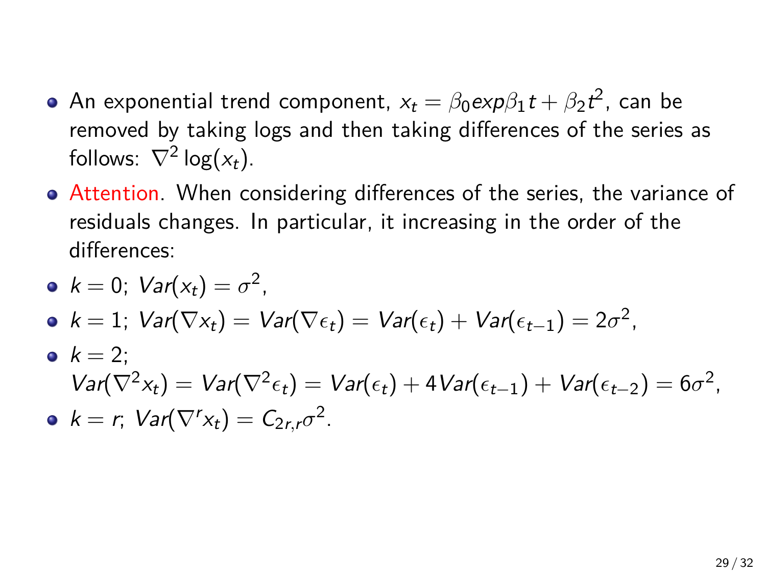- An exponential trend component, $x_t = \beta_0 exp \beta_1 t + \beta_2 t^2$, can be removed by taking logs and then taking differences of the series as follows: $\nabla^2 \log(x_t)$.
- Attention. When considering differences of the series, the variance of residuals changes. In particular, it increasing in the order of the differences:
- $k = 0$; $Var(x_t) = \sigma^2$,
- $k = 1$; $Var(\nabla x_t) = Var(\nabla \epsilon_t) = Var(\epsilon_t) + Var(\epsilon_{t-1}) = 2\sigma^2$,
- $k = 2$;
  $Var(\nabla^2 x_t) = Var(\nabla^2 \epsilon_t) = Var(\epsilon_t) + 4Var(\epsilon_{t-1}) + Var(\epsilon_{t-2}) = 6\sigma^2$,
- $k = r$; $Var(\nabla^r x_t) = C_{2r,r}\sigma^2$.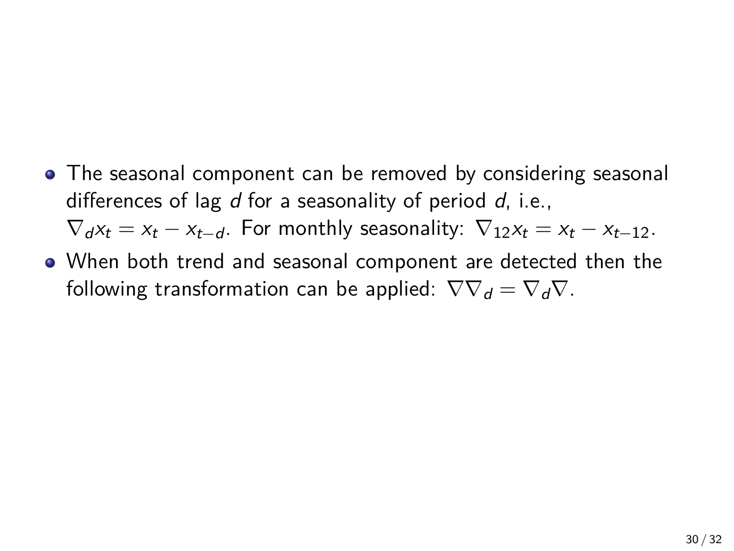- The seasonal component can be removed by considering seasonal differences of lag $d$ for a seasonality of period $d$, i.e., $\nabla_d x_t = x_t - x_{t-d}$. For monthly seasonality: $\nabla_{12} x_t = x_t - x_{t-12}$.
- When both trend and seasonal component are detected then the following transformation can be applied: $\nabla \nabla_d = \nabla_d \nabla$.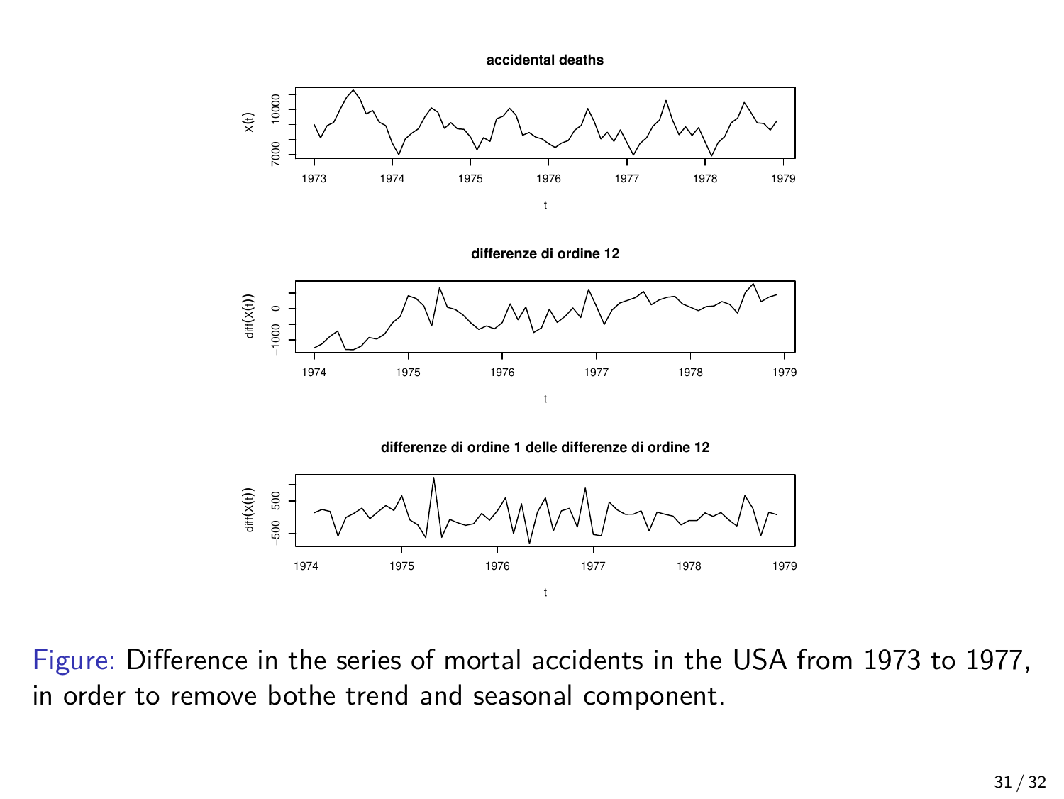Figure: Difference in the series of mortal accidents in the USA from 1973 to 1977, in order to remove bothe trend and seasonal component.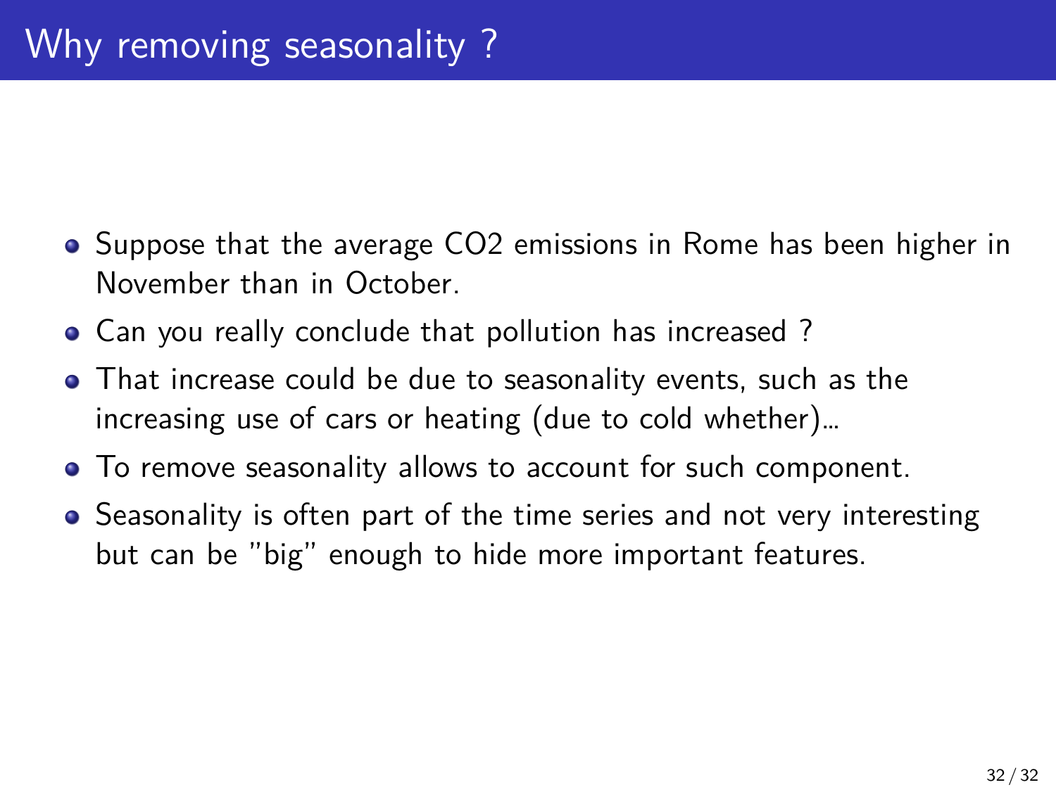# Why removing seasonality ?

- Suppose that the average $CO_2$ emissions in Rome has been higher in November than in October.
- Can you really conclude that pollution has increased ?
- That increase could be due to seasonality events, such as the increasing use of cars or heating (due to cold whether)...
- To remove seasonality allows to account for such component.
- Seasonality is often part of the time series and not very interesting but can be "big" enough to hide more important features.